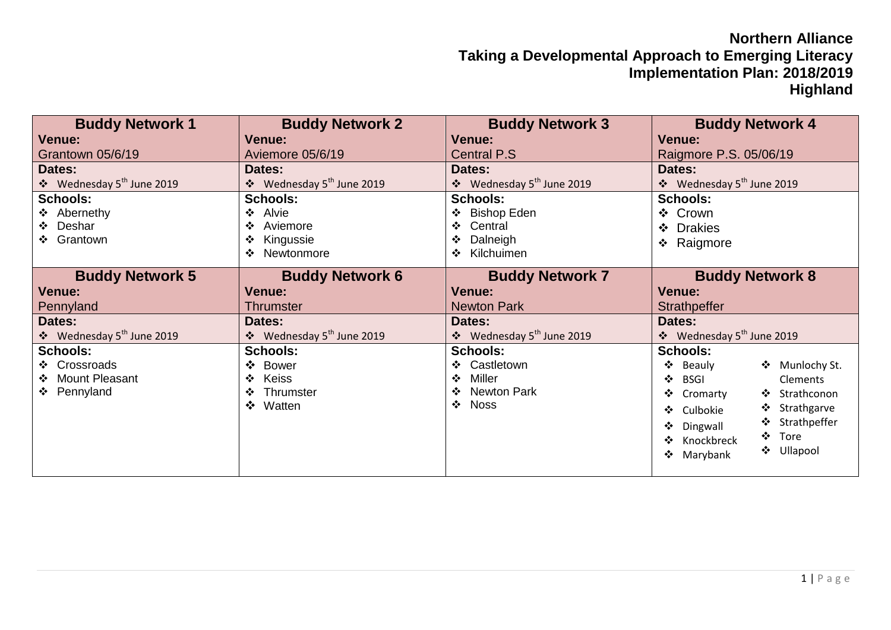# Northern Alliance
## Taking a Developmental Approach to Emerging Literacy
## Implementation Plan: 2018/2019
## Highland

| Buddy Network 1 | Buddy Network 2 | Buddy Network 3 | Buddy Network 4 |
|---|---|---|---|
| **Venue:**<br>Grantown 05/6/19 | **Venue:**<br>Aviemore 05/6/19 | **Venue:**<br>Central P.S | **Venue:**<br>Raigmore P.S. 05/06/19 |
| **Dates:**<br>❖ Wednesday 5th June 2019 | **Dates:**<br>❖ Wednesday 5th June 2019 | **Dates:**<br>❖ Wednesday 5th June 2019 | **Dates:**<br>❖ Wednesday 5th June 2019 |
| **Schools:**<br>❖ Abernethy<br>❖ Deshar<br>❖ Grantown | **Schools:**<br>❖ Alvie<br>❖ Aviemore<br>❖ Kingussie<br>❖ Newtonmore | **Schools:**<br>❖ Bishop Eden<br>❖ Central<br>❖ Dalneigh<br>❖ Kilchuimen | **Schools:**<br>❖ Crown<br>❖ Drakies<br>❖ Raigmore |
| **Buddy Network 5** | **Buddy Network 6** | **Buddy Network 7** | **Buddy Network 8** |
| **Venue:**<br>Pennyland | **Venue:**<br>Thrumster | **Venue:**<br>Newton Park | **Venue:**<br>Strathpeffer |
| **Dates:**<br>❖ Wednesday 5th June 2019 | **Dates:**<br>❖ Wednesday 5th June 2019 | **Dates:**<br>❖ Wednesday 5th June 2019 | **Dates:**<br>❖ Wednesday 5th June 2019 |
| **Schools:**<br>❖ Crossroads<br>❖ Mount Pleasant<br>❖ Pennyland | **Schools:**<br>❖ Bower<br>❖ Keiss<br>❖ Thrumster<br>❖ Watten | **Schools:**<br>❖ Castletown<br>❖ Miller<br>❖ Newton Park<br>❖ Noss | **Schools:**<br>❖ Beauly<br>❖ BSGI<br>❖ Cromarty<br>❖ Culbokie<br>❖ Dingwall<br>❖ Knockbreck<br>❖ Marybank<br>❖ Munlochy St. Clements<br>❖ Strathconon<br>❖ Strathgarve<br>❖ Strathpeffer<br>❖ Tore<br>❖ Ullapool |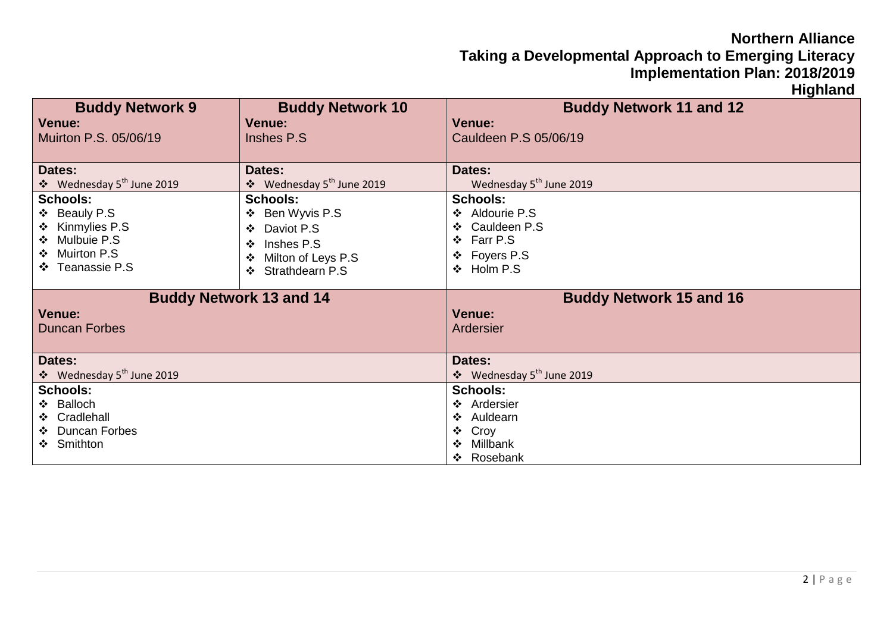**Northern Alliance**
**Taking a Developmental Approach to Emerging Literacy**
**Implementation Plan: 2018/2019**
**Highland**

| Buddy Network 9 | Buddy Network 10 | Buddy Network 11 and 12 |
|---|---|---|
| **Venue:** Muirton P.S. 05/06/19 | **Venue:** Inshes P.S | **Venue:** Cauldeen P.S 05/06/19 |
| **Dates:** ❖ Wednesday 5th June 2019 | **Dates:** ❖ Wednesday 5th June 2019 | **Dates:** Wednesday 5th June 2019 |
| **Schools:** ❖ Beauly P.S ❖ Kinmylies P.S ❖ Mulbuie P.S ❖ Muirton P.S ❖ Teanassie P.S | **Schools:** ❖ Ben Wyvis P.S ❖ Daviot P.S ❖ Inshes P.S ❖ Milton of Leys P.S ❖ Strathdearn P.S | **Schools:** ❖ Aldourie P.S ❖ Cauldeen P.S ❖ Farr P.S ❖ Foyers P.S ❖ Holm P.S |

| Buddy Network 13 and 14 | Buddy Network 15 and 16 |
|---|---|
| **Venue:** Duncan Forbes | **Venue:** Ardersier |
| **Dates:** ❖ Wednesday 5th June 2019 | **Dates:** ❖ Wednesday 5th June 2019 |
| **Schools:** ❖ Balloch ❖ Cradlehall ❖ Duncan Forbes ❖ Smithton | **Schools:** ❖ Ardersier ❖ Auldearn ❖ Croy ❖ Millbank ❖ Rosebank |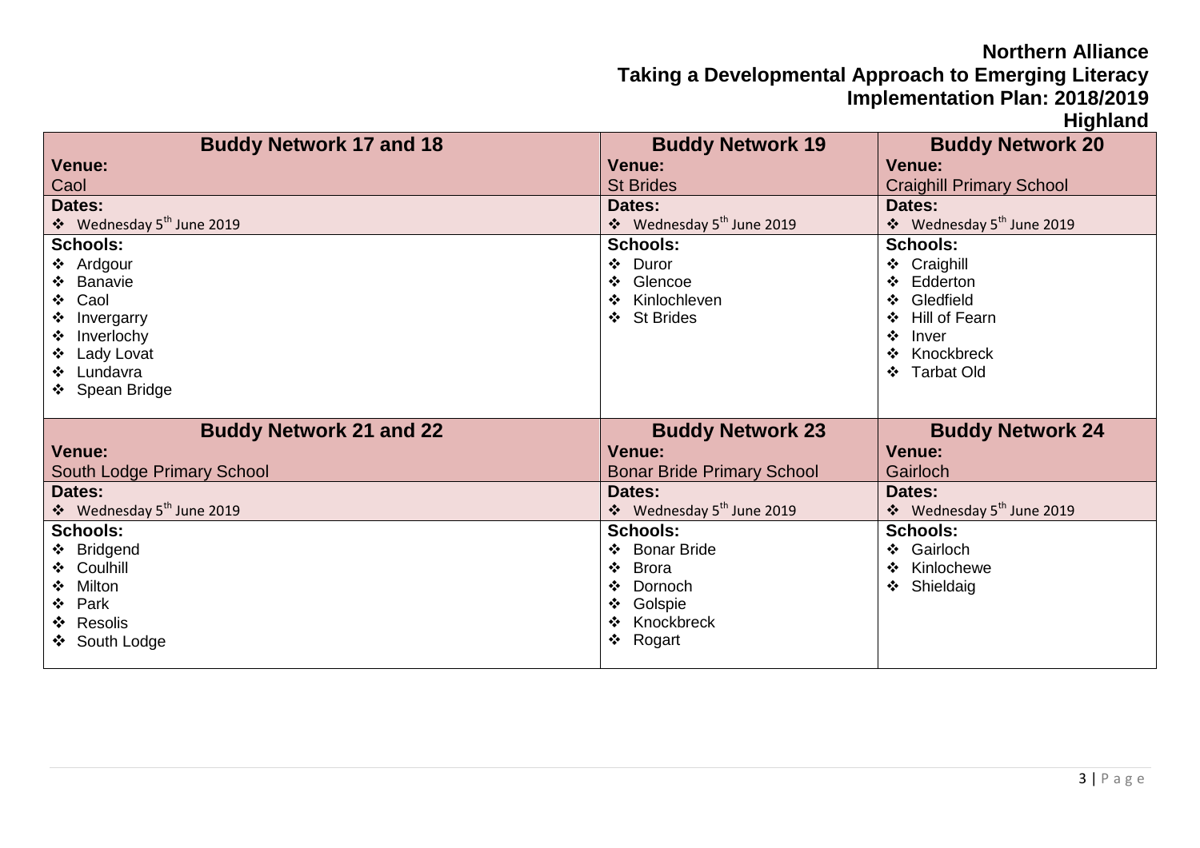**Northern Alliance**
**Taking a Developmental Approach to Emerging Literacy**
**Implementation Plan: 2018/2019**
**Highland**

| Buddy Network 17 and 18 | Buddy Network 19 | Buddy Network 20 |
|---|---|---|
| **Venue:** Caol | **Venue:** St Brides | **Venue:** Craighill Primary School |
| **Dates:** ❖ Wednesday 5th June 2019 | **Dates:** ❖ Wednesday 5th June 2019 | **Dates:** ❖ Wednesday 5th June 2019 |
| **Schools:** ❖ Ardgour ❖ Banavie ❖ Caol ❖ Invergarry ❖ Inverlochy ❖ Lady Lovat ❖ Lundavra ❖ Spean Bridge | **Schools:** ❖ Duror ❖ Glencoe ❖ Kinlochleven ❖ St Brides | **Schools:** ❖ Craighill ❖ Edderton ❖ Gledfield ❖ Hill of Fearn ❖ Inver ❖ Knockbreck ❖ Tarbat Old |

| Buddy Network 21 and 22 | Buddy Network 23 | Buddy Network 24 |
|---|---|---|
| **Venue:** South Lodge Primary School | **Venue:** Bonar Bride Primary School | **Venue:** Gairloch |
| **Dates:** ❖ Wednesday 5th June 2019 | **Dates:** ❖ Wednesday 5th June 2019 | **Dates:** ❖ Wednesday 5th June 2019 |
| **Schools:** ❖ Bridgend ❖ Coulhill ❖ Milton ❖ Park ❖ Resolis ❖ South Lodge | **Schools:** ❖ Bonar Bride ❖ Brora ❖ Dornoch ❖ Golspie ❖ Knockbreck ❖ Rogart | **Schools:** ❖ Gairloch ❖ Kinlochewe ❖ Shieldaig |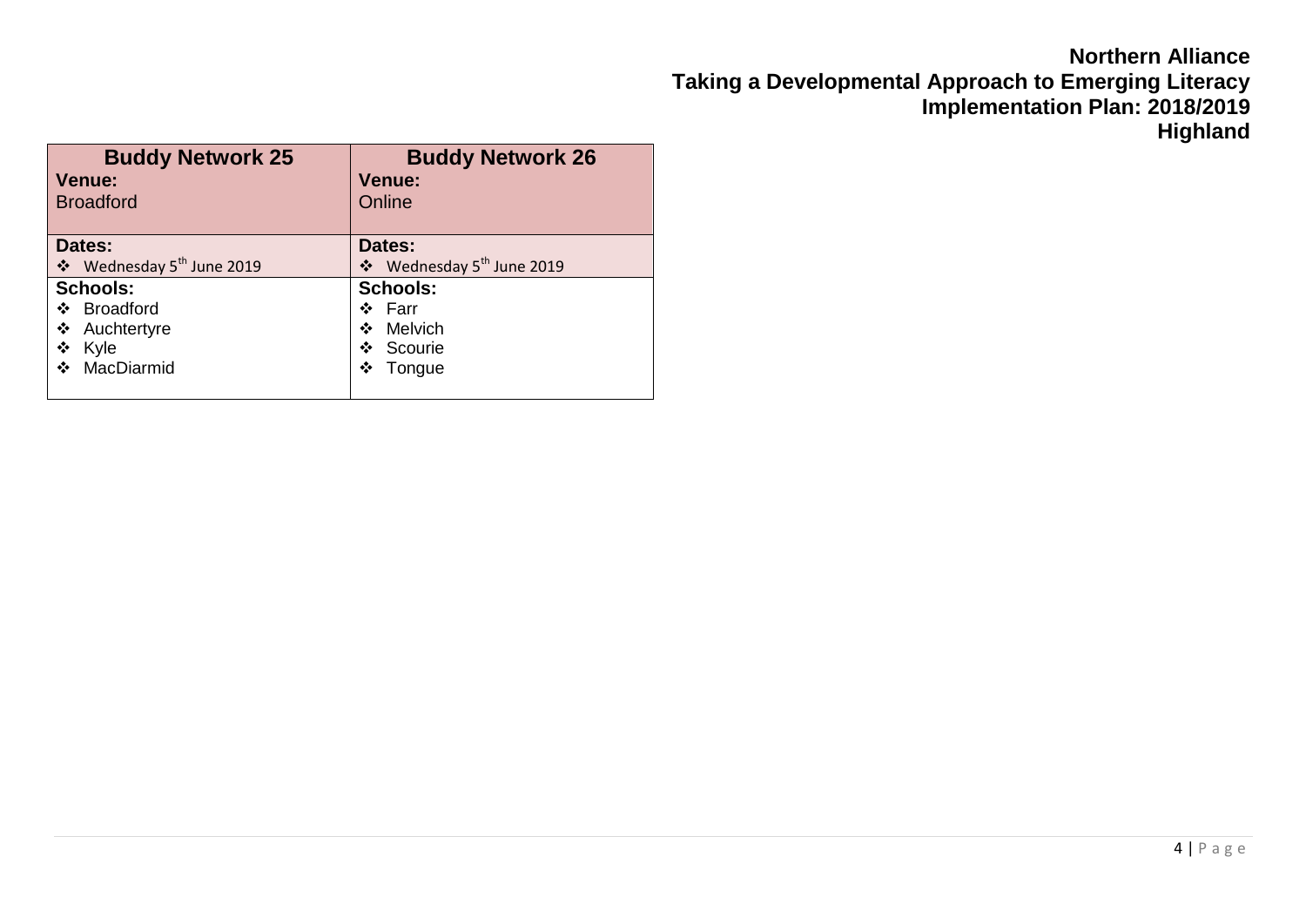**Northern Alliance**
**Taking a Developmental Approach to Emerging Literacy**
**Implementation Plan: 2018/2019**
**Highland**

| **Buddy Network 25**<br>**Venue:**<br>Broadford | **Buddy Network 26**<br>**Venue:**<br>Online |
|---|---|
| **Dates:**<br>❖ Wednesday 5th June 2019 | **Dates:**<br>❖ Wednesday 5th June 2019 |
| **Schools:**<br>❖ Broadford<br>❖ Auchtertyre<br>❖ Kyle<br>❖ MacDiarmid | **Schools:**<br>❖ Farr<br>❖ Melvich<br>❖ Scourie<br>❖ Tongue |